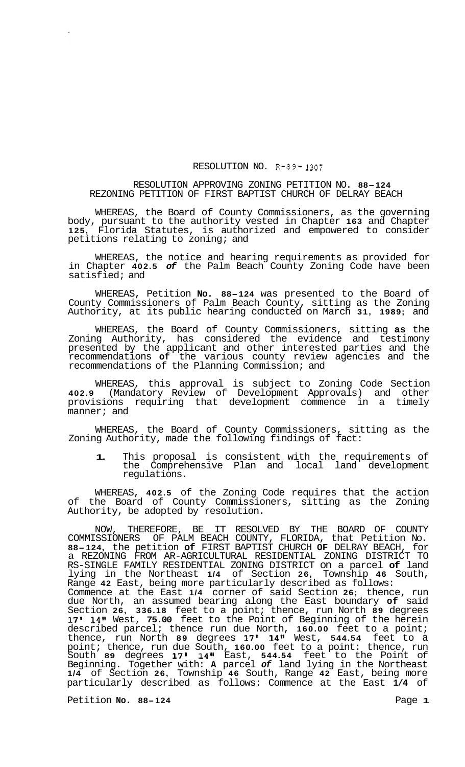RESOLUTION NO. R-89-1307

RESOLUTION APPROVING ZONING PETITION NO. 88-124
REZONING PETITION OF FIRST BAPTIST CHURCH OF DELRAY BEACH

WHEREAS, the Board of County Commissioners, as the governing body, pursuant to the authority vested in Chapter 163 and Chapter 125, Florida Statutes, is authorized and empowered to consider petitions relating to zoning; and

WHEREAS, the notice and hearing requirements as provided for in Chapter 402.5 of the Palm Beach County Zoning Code have been satisfied; and

WHEREAS, Petition No. 88-124 was presented to the Board of County Commissioners of Palm Beach County, sitting as the Zoning Authority, at its public hearing conducted on March 31, 1989; and

WHEREAS, the Board of County Commissioners, sitting as the Zoning Authority, has considered the evidence and testimony presented by the applicant and other interested parties and the recommendations of the various county review agencies and the recommendations of the Planning Commission; and

WHEREAS, this approval is subject to Zoning Code Section 402.9 (Mandatory Review of Development Approvals) and other provisions requiring that development commence in a timely manner; and

WHEREAS, the Board of County Commissioners, sitting as the Zoning Authority, made the following findings of fact:

1. This proposal is consistent with the requirements of the Comprehensive Plan and local land development regulations.

WHEREAS, 402.5 of the Zoning Code requires that the action of the Board of County Commissioners, sitting as the Zoning Authority, be adopted by resolution.

NOW, THEREFORE, BE IT RESOLVED BY THE BOARD OF COUNTY COMMISSIONERS OF PALM BEACH COUNTY, FLORIDA, that Petition No. 88-124, the petition of FIRST BAPTIST CHURCH OF DELRAY BEACH, for a REZONING FROM AR-AGRICULTURAL RESIDENTIAL ZONING DISTRICT TO RS-SINGLE FAMILY RESIDENTIAL ZONING DISTRICT on a parcel of land lying in the Northeast 1/4 of Section 26, Township 46 South, Range 42 East, being more particularly described as follows: Commence at the East 1/4 corner of said Section 26; thence, run due North, an assumed bearing along the East boundary of said Section 26, 336.18 feet to a point; thence, run North 89 degrees 17' 14" West, 75.00 feet to the Point of Beginning of the herein described parcel; thence run due North, 160.00 feet to a point; thence, run North 89 degrees 17' 14" West, 544.54 feet to a point; thence, run due South, 160.00 feet to a point: thence, run South 89 degrees 17' 14" East, 544.54 feet to the Point of Beginning. Together with: A parcel of land lying in the Northeast 1/4 of Section 26, Township 46 South, Range 42 East, being more particularly described as follows: Commence at the East 1/4 of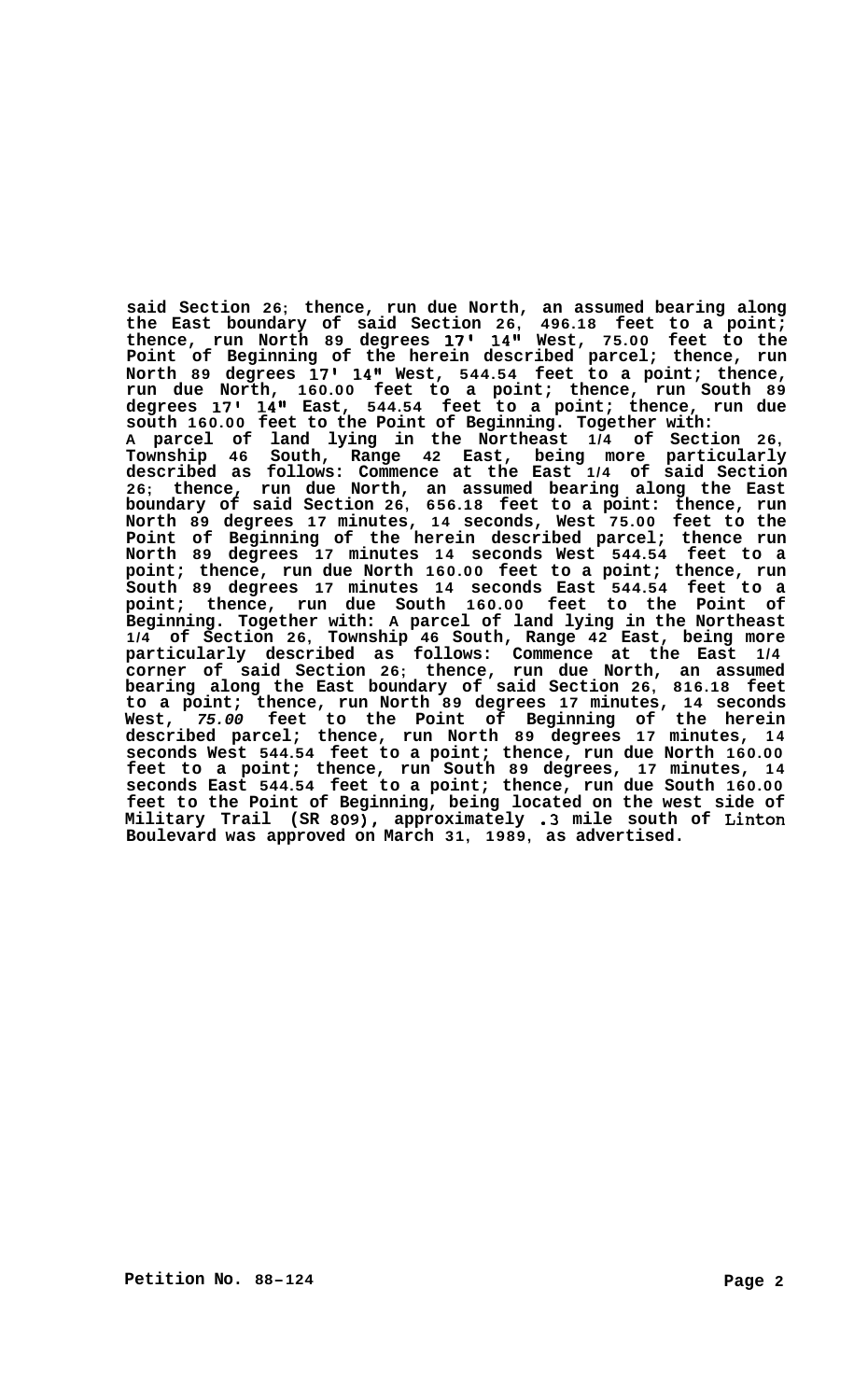**said Section 26; thence, run due North, an assumed bearing along the East boundary of said Section 26, 496.18 feet to a point; thence, run North 89 degrees 17' 14" West, 75.00 feet to the Point of Beginning of the herein described parcel; thence, run North 89 degrees 17' 14" West, 544.54 feet to a point; thence, run due North, 160.00 feet to a point; thence, run South 89 degrees 17' 14" East, 544.54 feet to a point; thence, run due south 160.00 feet to the Point of Beginning. Together with: A parcel of land lying in the Northeast 1/4 of Section 26, Township 46 South, Range 42 East, being more particularly described as follows: Commence at the East 1/4 of said Section 26; thence, run due North, an assumed bearing along the East boundary of said Section 26, 656.18 feet to a point: thence, run North 89 degrees 17 minutes, 14 seconds, West 75.00 feet to the Point of Beginning of the herein described parcel; thence run North 89 degrees 17 minutes 14 seconds West 544.54 feet to a point; thence, run due North 160.00 feet to a point; thence, run South 89 degrees 17 minutes 14 seconds East 544.54 feet to a point; thence, run due South 160.00 feet to the Point of Beginning. Together with: A parcel of land lying in the Northeast 1/4 of Section 26, Township 46 South, Range 42 East, being more particularly described as follows: Commence at the East 1/4 corner of said Section 26; thence, run due North, an assumed bearing along the East boundary of said Section 26, 816.18 feet to a point; thence, run North 89 degrees 17 minutes, 14 seconds West, *75.00* feet to the Point of Beginning of the herein described parcel; thence, run North 89 degrees 17 minutes, 14 seconds West 544.54 feet to a point; thence, run due North 160.00 feet to a point; thence, run South 89 degrees, 17 minutes, 14 seconds East 544.54 feet to a point; thence, run due South 160.00 feet to the Point of Beginning, being located on the west side of Military Trail (SR 809), approximately .3 mile south of Linton Boulevard was approved on March 31, 1989, as advertised.**

**Petition No. 88-124**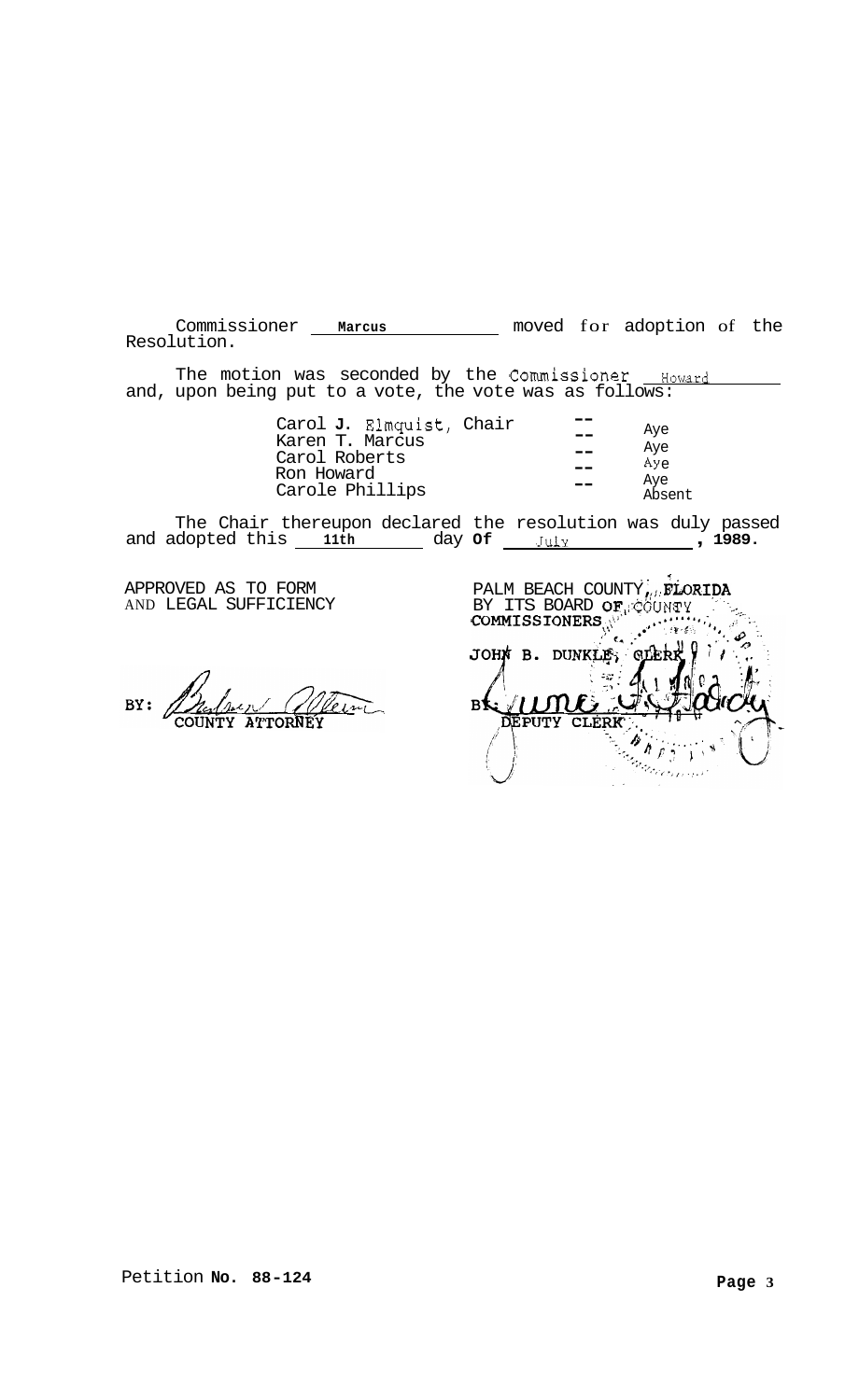Commissioner Marcus moved for adoption of the Resolution.

The motion was seconded by the Commissioner Howard and, upon being put to a vote, the vote was as follows:

| | | |
|---|---|---|
| Carol J. Elmquist, Chair | -- | Aye |
| Karen T. Marcus | -- | Aye |
| Carol Roberts | -- | Aye |
| Ron Howard | -- | Aye |
| Carole Phillips | -- | Absent |

The Chair thereupon declared the resolution was duly passed and adopted this 11th day of July, 1989.

APPROVED AS TO FORM AND LEGAL SUFFICIENCY

BY: COUNTY ATTORNEY

PALM BEACH COUNTY, FLORIDA BY ITS BOARD OF COUNTY COMMISSIONERS

JOHN B. DUNKLE, CLERK

BY: DEPUTY CLERK

Petition No. 88-124